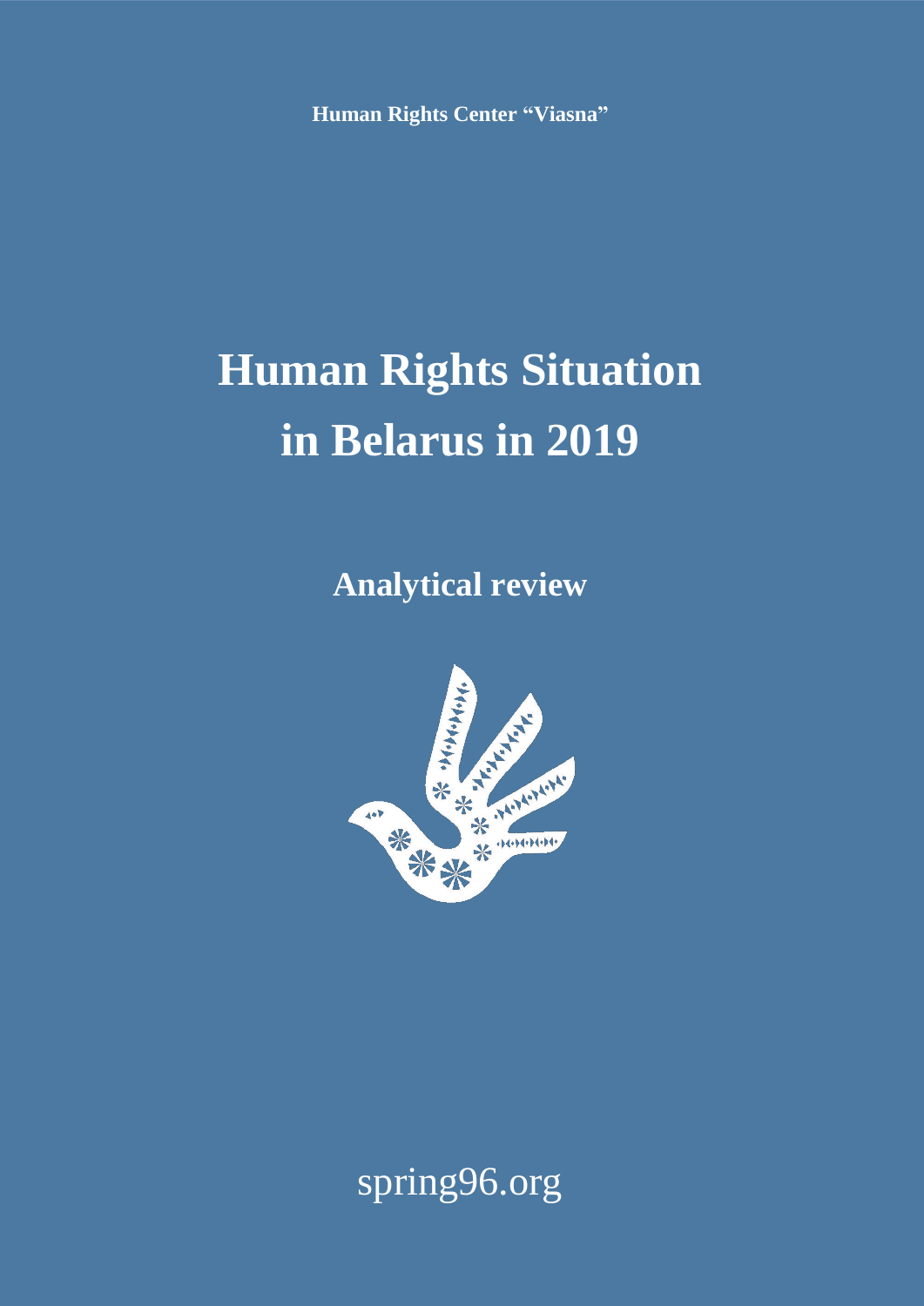**Human Rights Center "Viasna"**

# Human Rights Situation in Belarus in 2019

## Analytical review

spring96.org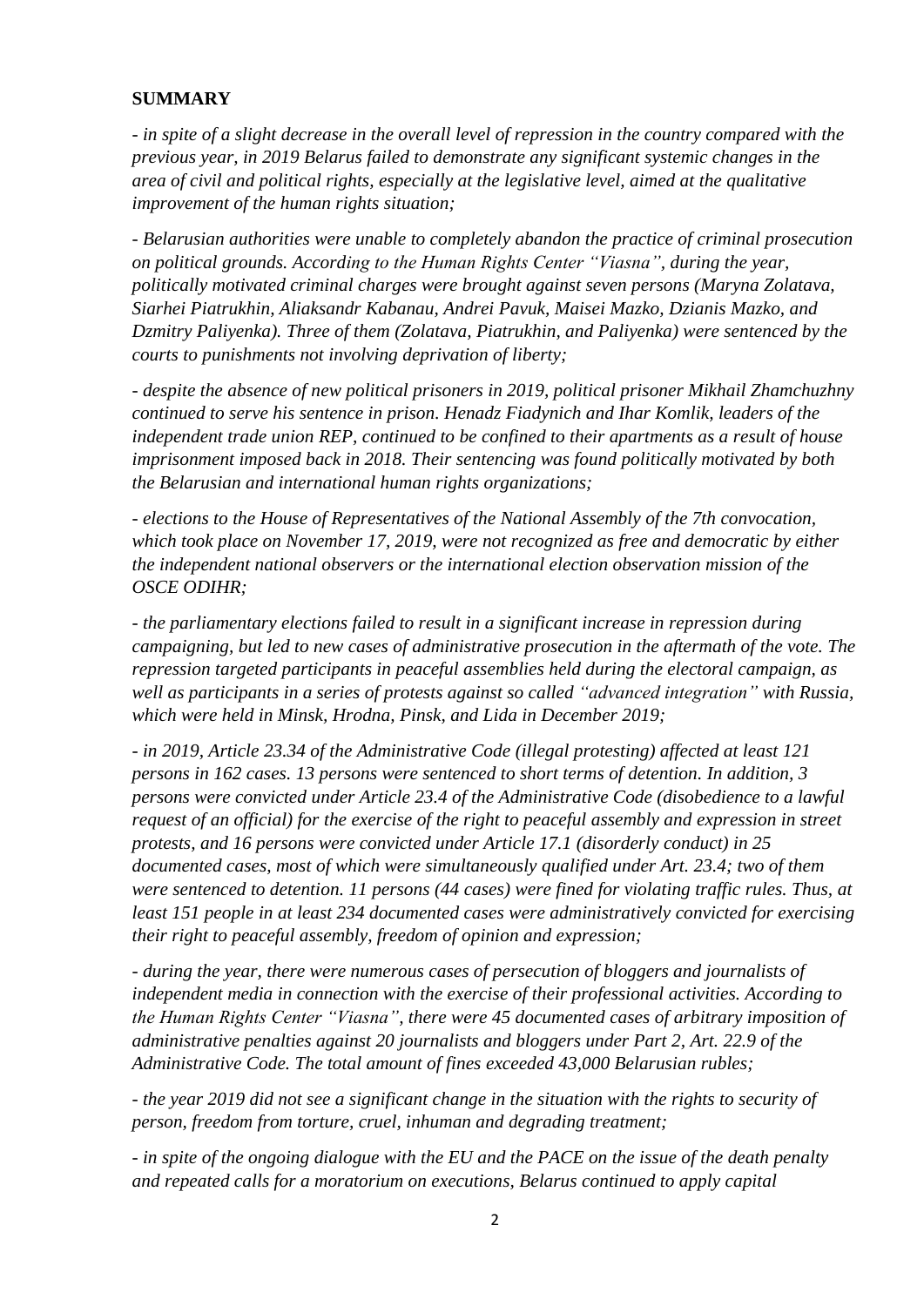**SUMMARY**

*- in spite of a slight decrease in the overall level of repression in the country compared with the previous year, in 2019 Belarus failed to demonstrate any significant systemic changes in the area of civil and political rights, especially at the legislative level, aimed at the qualitative improvement of the human rights situation;*

*- Belarusian authorities were unable to completely abandon the practice of criminal prosecution on political grounds. According to the Human Rights Center "Viasna", during the year, politically motivated criminal charges were brought against seven persons (Maryna Zolatava, Siarhei Piatrukhin, Aliaksandr Kabanau, Andrei Pavuk, Maisei Mazko, Dzianis Mazko, and Dzmitry Paliyenka). Three of them (Zolatava, Piatrukhin, and Paliyenka) were sentenced by the courts to punishments not involving deprivation of liberty;*

*- despite the absence of new political prisoners in 2019, political prisoner Mikhail Zhamchuzhny continued to serve his sentence in prison. Henadz Fiadynich and Ihar Komlik, leaders of the independent trade union REP, continued to be confined to their apartments as a result of house imprisonment imposed back in 2018. Their sentencing was found politically motivated by both the Belarusian and international human rights organizations;*

*- elections to the House of Representatives of the National Assembly of the 7th convocation, which took place on November 17, 2019, were not recognized as free and democratic by either the independent national observers or the international election observation mission of the OSCE ODIHR;*

*- the parliamentary elections failed to result in a significant increase in repression during campaigning, but led to new cases of administrative prosecution in the aftermath of the vote. The repression targeted participants in peaceful assemblies held during the electoral campaign, as well as participants in a series of protests against so called "advanced integration" with Russia, which were held in Minsk, Hrodna, Pinsk, and Lida in December 2019;*

*- in 2019, Article 23.34 of the Administrative Code (illegal protesting) affected at least 121 persons in 162 cases. 13 persons were sentenced to short terms of detention. In addition, 3 persons were convicted under Article 23.4 of the Administrative Code (disobedience to a lawful request of an official) for the exercise of the right to peaceful assembly and expression in street protests, and 16 persons were convicted under Article 17.1 (disorderly conduct) in 25 documented cases, most of which were simultaneously qualified under Art. 23.4; two of them were sentenced to detention. 11 persons (44 cases) were fined for violating traffic rules. Thus, at least 151 people in at least 234 documented cases were administratively convicted for exercising their right to peaceful assembly, freedom of opinion and expression;*

*- during the year, there were numerous cases of persecution of bloggers and journalists of independent media in connection with the exercise of their professional activities. According to the Human Rights Center "Viasna", there were 45 documented cases of arbitrary imposition of administrative penalties against 20 journalists and bloggers under Part 2, Art. 22.9 of the Administrative Code. The total amount of fines exceeded 43,000 Belarusian rubles;*

*- the year 2019 did not see a significant change in the situation with the rights to security of person, freedom from torture, cruel, inhuman and degrading treatment;*

*- in spite of the ongoing dialogue with the EU and the PACE on the issue of the death penalty and repeated calls for a moratorium on executions, Belarus continued to apply capital*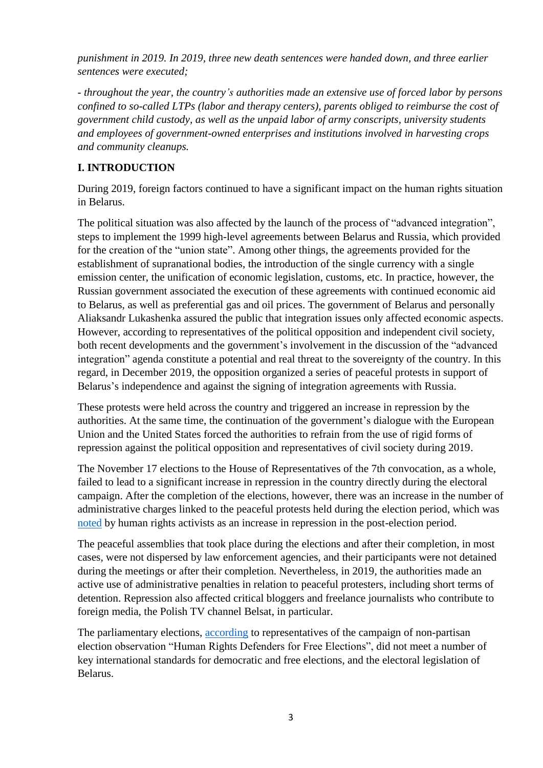*punishment in 2019. In 2019, three new death sentences were handed down, and three earlier sentences were executed;*

*- throughout the year, the country's authorities made an extensive use of forced labor by persons confined to so-called LTPs (labor and therapy centers), parents obliged to reimburse the cost of government child custody, as well as the unpaid labor of army conscripts, university students and employees of government-owned enterprises and institutions involved in harvesting crops and community cleanups.*

## I. INTRODUCTION

During 2019, foreign factors continued to have a significant impact on the human rights situation in Belarus.

The political situation was also affected by the launch of the process of "advanced integration", steps to implement the 1999 high-level agreements between Belarus and Russia, which provided for the creation of the "union state". Among other things, the agreements provided for the establishment of supranational bodies, the introduction of the single currency with a single emission center, the unification of economic legislation, customs, etc. In practice, however, the Russian government associated the execution of these agreements with continued economic aid to Belarus, as well as preferential gas and oil prices. The government of Belarus and personally Aliaksandr Lukashenka assured the public that integration issues only affected economic aspects. However, according to representatives of the political opposition and independent civil society, both recent developments and the government's involvement in the discussion of the "advanced integration" agenda constitute a potential and real threat to the sovereignty of the country. In this regard, in December 2019, the opposition organized a series of peaceful protests in support of Belarus's independence and against the signing of integration agreements with Russia.

These protests were held across the country and triggered an increase in repression by the authorities. At the same time, the continuation of the government's dialogue with the European Union and the United States forced the authorities to refrain from the use of rigid forms of repression against the political opposition and representatives of civil society during 2019.

The November 17 elections to the House of Representatives of the 7th convocation, as a whole, failed to lead to a significant increase in repression in the country directly during the electoral campaign. After the completion of the elections, however, there was an increase in the number of administrative charges linked to the peaceful protests held during the election period, which was noted by human rights activists as an increase in repression in the post-election period.

The peaceful assemblies that took place during the elections and after their completion, in most cases, were not dispersed by law enforcement agencies, and their participants were not detained during the meetings or after their completion. Nevertheless, in 2019, the authorities made an active use of administrative penalties in relation to peaceful protesters, including short terms of detention. Repression also affected critical bloggers and freelance journalists who contribute to foreign media, the Polish TV channel Belsat, in particular.

The parliamentary elections, according to representatives of the campaign of non-partisan election observation "Human Rights Defenders for Free Elections", did not meet a number of key international standards for democratic and free elections, and the electoral legislation of Belarus.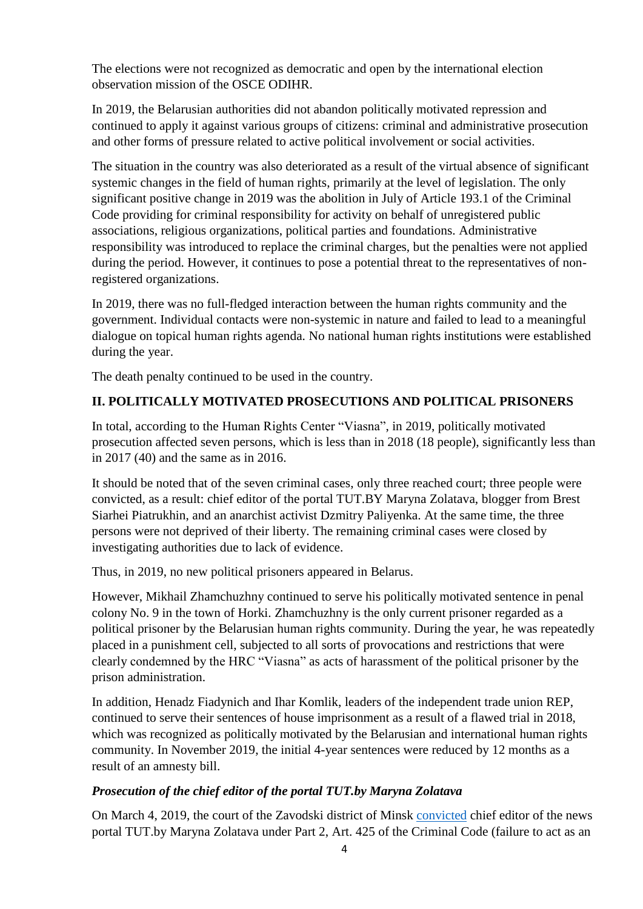The elections were not recognized as democratic and open by the international election observation mission of the OSCE ODIHR.

In 2019, the Belarusian authorities did not abandon politically motivated repression and continued to apply it against various groups of citizens: criminal and administrative prosecution and other forms of pressure related to active political involvement or social activities.

The situation in the country was also deteriorated as a result of the virtual absence of significant systemic changes in the field of human rights, primarily at the level of legislation. The only significant positive change in 2019 was the abolition in July of Article 193.1 of the Criminal Code providing for criminal responsibility for activity on behalf of unregistered public associations, religious organizations, political parties and foundations. Administrative responsibility was introduced to replace the criminal charges, but the penalties were not applied during the period. However, it continues to pose a potential threat to the representatives of non-registered organizations.

In 2019, there was no full-fledged interaction between the human rights community and the government. Individual contacts were non-systemic in nature and failed to lead to a meaningful dialogue on topical human rights agenda. No national human rights institutions were established during the year.

The death penalty continued to be used in the country.

## II. POLITICALLY MOTIVATED PROSECUTIONS AND POLITICAL PRISONERS

In total, according to the Human Rights Center "Viasna", in 2019, politically motivated prosecution affected seven persons, which is less than in 2018 (18 people), significantly less than in 2017 (40) and the same as in 2016.

It should be noted that of the seven criminal cases, only three reached court; three people were convicted, as a result: chief editor of the portal TUT.BY Maryna Zolatava, blogger from Brest Siarhei Piatrukhin, and an anarchist activist Dzmitry Paliyenka. At the same time, the three persons were not deprived of their liberty. The remaining criminal cases were closed by investigating authorities due to lack of evidence.

Thus, in 2019, no new political prisoners appeared in Belarus.

However, Mikhail Zhamchuzhny continued to serve his politically motivated sentence in penal colony No. 9 in the town of Horki. Zhamchuzhny is the only current prisoner regarded as a political prisoner by the Belarusian human rights community. During the year, he was repeatedly placed in a punishment cell, subjected to all sorts of provocations and restrictions that were clearly condemned by the HRC "Viasna" as acts of harassment of the political prisoner by the prison administration.

In addition, Henadz Fiadynich and Ihar Komlik, leaders of the independent trade union REP, continued to serve their sentences of house imprisonment as a result of a flawed trial in 2018, which was recognized as politically motivated by the Belarusian and international human rights community. In November 2019, the initial 4-year sentences were reduced by 12 months as a result of an amnesty bill.

### *Prosecution of the chief editor of the portal TUT.by Maryna Zolatava*

On March 4, 2019, the court of the Zavodski district of Minsk convicted chief editor of the news portal TUT.by Maryna Zolatava under Part 2, Art. 425 of the Criminal Code (failure to act as an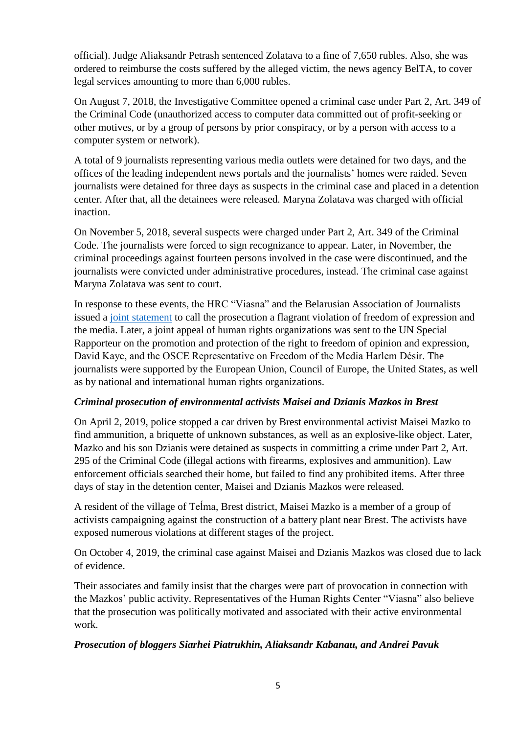official). Judge Aliaksandr Petrash sentenced Zolatava to a fine of 7,650 rubles. Also, she was ordered to reimburse the costs suffered by the alleged victim, the news agency BelTA, to cover legal services amounting to more than 6,000 rubles.

On August 7, 2018, the Investigative Committee opened a criminal case under Part 2, Art. 349 of the Criminal Code (unauthorized access to computer data committed out of profit-seeking or other motives, or by a group of persons by prior conspiracy, or by a person with access to a computer system or network).

A total of 9 journalists representing various media outlets were detained for two days, and the offices of the leading independent news portals and the journalists' homes were raided. Seven journalists were detained for three days as suspects in the criminal case and placed in a detention center. After that, all the detainees were released. Maryna Zolatava was charged with official inaction.

On November 5, 2018, several suspects were charged under Part 2, Art. 349 of the Criminal Code. The journalists were forced to sign recognizance to appear. Later, in November, the criminal proceedings against fourteen persons involved in the case were discontinued, and the journalists were convicted under administrative procedures, instead. The criminal case against Maryna Zolatava was sent to court.

In response to these events, the HRC "Viasna" and the Belarusian Association of Journalists issued a joint statement to call the prosecution a flagrant violation of freedom of expression and the media. Later, a joint appeal of human rights organizations was sent to the UN Special Rapporteur on the promotion and protection of the right to freedom of opinion and expression, David Kaye, and the OSCE Representative on Freedom of the Media Harlem Désir. The journalists were supported by the European Union, Council of Europe, the United States, as well as by national and international human rights organizations.

***Criminal prosecution of environmental activists Maisei and Dzianis Mazkos in Brest***

On April 2, 2019, police stopped a car driven by Brest environmental activist Maisei Mazko to find ammunition, a briquette of unknown substances, as well as an explosive-like object. Later, Mazko and his son Dzianis were detained as suspects in committing a crime under Part 2, Art. 295 of the Criminal Code (illegal actions with firearms, explosives and ammunition). Law enforcement officials searched their home, but failed to find any prohibited items. After three days of stay in the detention center, Maisei and Dzianis Mazkos were released.

A resident of the village of Teĺma, Brest district, Maisei Mazko is a member of a group of activists campaigning against the construction of a battery plant near Brest. The activists have exposed numerous violations at different stages of the project.

On October 4, 2019, the criminal case against Maisei and Dzianis Mazkos was closed due to lack of evidence.

Their associates and family insist that the charges were part of provocation in connection with the Mazkos' public activity. Representatives of the Human Rights Center "Viasna" also believe that the prosecution was politically motivated and associated with their active environmental work.

***Prosecution of bloggers Siarhei Piatrukhin, Aliaksandr Kabanau, and Andrei Pavuk***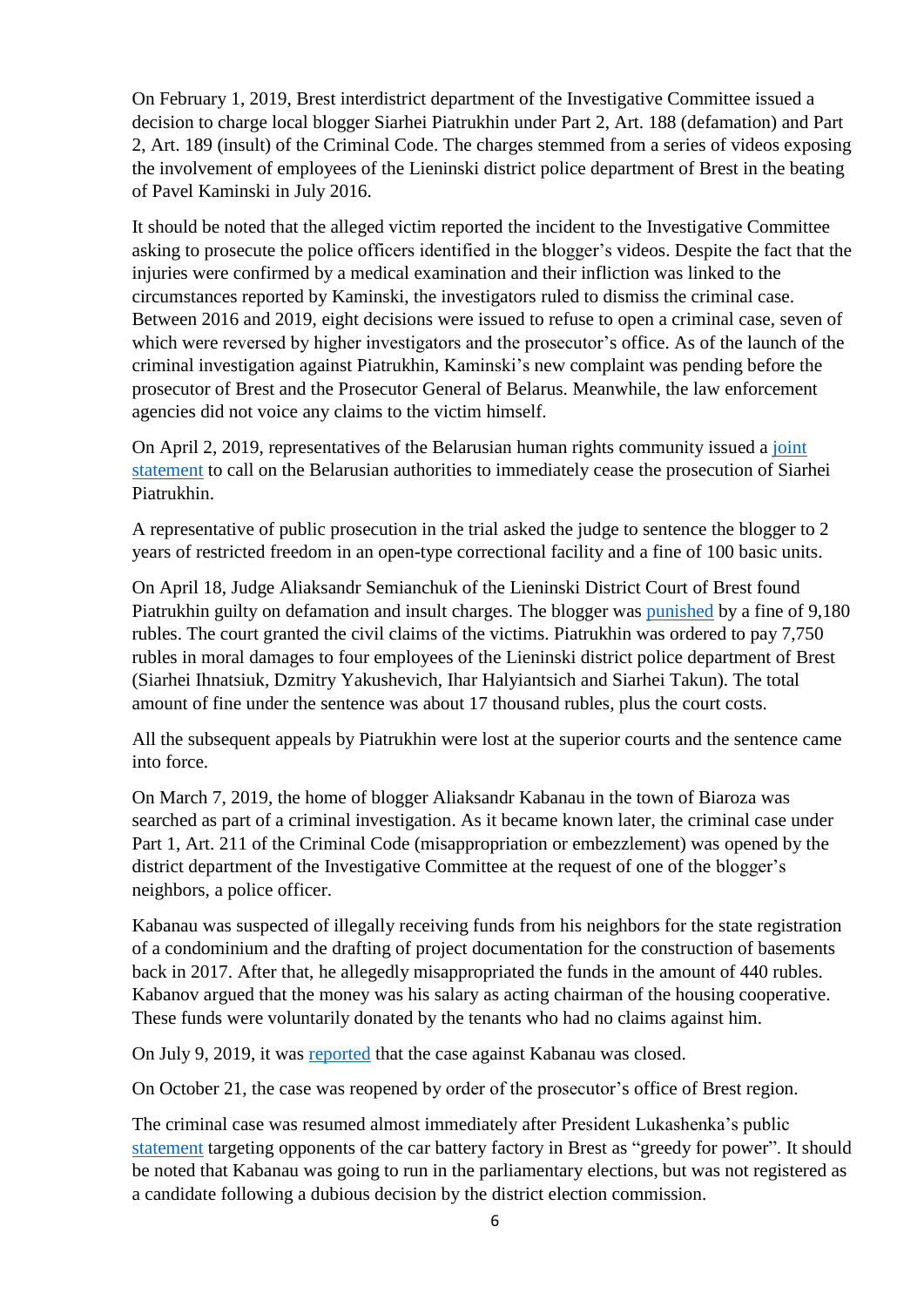On February 1, 2019, Brest interdistrict department of the Investigative Committee issued a decision to charge local blogger Siarhei Piatrukhin under Part 2, Art. 188 (defamation) and Part 2, Art. 189 (insult) of the Criminal Code. The charges stemmed from a series of videos exposing the involvement of employees of the Lieninski district police department of Brest in the beating of Pavel Kaminski in July 2016.

It should be noted that the alleged victim reported the incident to the Investigative Committee asking to prosecute the police officers identified in the blogger's videos. Despite the fact that the injuries were confirmed by a medical examination and their infliction was linked to the circumstances reported by Kaminski, the investigators ruled to dismiss the criminal case. Between 2016 and 2019, eight decisions were issued to refuse to open a criminal case, seven of which were reversed by higher investigators and the prosecutor's office. As of the launch of the criminal investigation against Piatrukhin, Kaminski's new complaint was pending before the prosecutor of Brest and the Prosecutor General of Belarus. Meanwhile, the law enforcement agencies did not voice any claims to the victim himself.

On April 2, 2019, representatives of the Belarusian human rights community issued a joint statement to call on the Belarusian authorities to immediately cease the prosecution of Siarhei Piatrukhin.

A representative of public prosecution in the trial asked the judge to sentence the blogger to 2 years of restricted freedom in an open-type correctional facility and a fine of 100 basic units.

On April 18, Judge Aliaksandr Semianchuk of the Lieninski District Court of Brest found Piatrukhin guilty on defamation and insult charges. The blogger was punished by a fine of 9,180 rubles. The court granted the civil claims of the victims. Piatrukhin was ordered to pay 7,750 rubles in moral damages to four employees of the Lieninski district police department of Brest (Siarhei Ihnatsiuk, Dzmitry Yakushevich, Ihar Halyiantsich and Siarhei Takun). The total amount of fine under the sentence was about 17 thousand rubles, plus the court costs.

All the subsequent appeals by Piatrukhin were lost at the superior courts and the sentence came into force.

On March 7, 2019, the home of blogger Aliaksandr Kabanau in the town of Biaroza was searched as part of a criminal investigation. As it became known later, the criminal case under Part 1, Art. 211 of the Criminal Code (misappropriation or embezzlement) was opened by the district department of the Investigative Committee at the request of one of the blogger's neighbors, a police officer.

Kabanau was suspected of illegally receiving funds from his neighbors for the state registration of a condominium and the drafting of project documentation for the construction of basements back in 2017. After that, he allegedly misappropriated the funds in the amount of 440 rubles. Kabanov argued that the money was his salary as acting chairman of the housing cooperative. These funds were voluntarily donated by the tenants who had no claims against him.

On July 9, 2019, it was reported that the case against Kabanau was closed.

On October 21, the case was reopened by order of the prosecutor's office of Brest region.

The criminal case was resumed almost immediately after President Lukashenka's public statement targeting opponents of the car battery factory in Brest as "greedy for power". It should be noted that Kabanau was going to run in the parliamentary elections, but was not registered as a candidate following a dubious decision by the district election commission.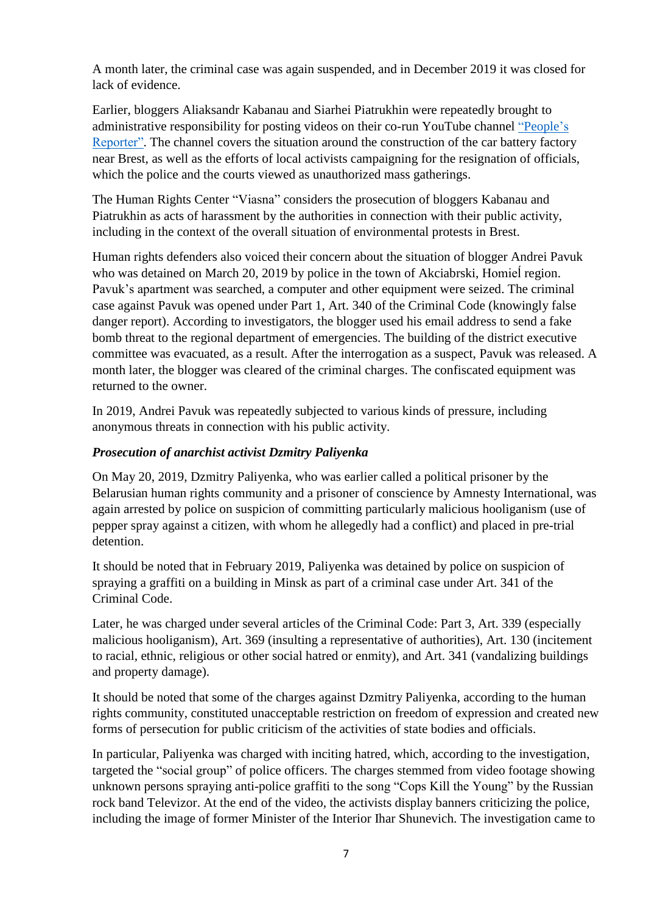A month later, the criminal case was again suspended, and in December 2019 it was closed for lack of evidence.

Earlier, bloggers Aliaksandr Kabanau and Siarhei Piatrukhin were repeatedly brought to administrative responsibility for posting videos on their co-run YouTube channel "People's Reporter". The channel covers the situation around the construction of the car battery factory near Brest, as well as the efforts of local activists campaigning for the resignation of officials, which the police and the courts viewed as unauthorized mass gatherings.

The Human Rights Center "Viasna" considers the prosecution of bloggers Kabanau and Piatrukhin as acts of harassment by the authorities in connection with their public activity, including in the context of the overall situation of environmental protests in Brest.

Human rights defenders also voiced their concern about the situation of blogger Andrei Pavuk who was detained on March 20, 2019 by police in the town of Akciabrski, Homieĺ region. Pavuk's apartment was searched, a computer and other equipment were seized. The criminal case against Pavuk was opened under Part 1, Art. 340 of the Criminal Code (knowingly false danger report). According to investigators, the blogger used his email address to send a fake bomb threat to the regional department of emergencies. The building of the district executive committee was evacuated, as a result. After the interrogation as a suspect, Pavuk was released. A month later, the blogger was cleared of the criminal charges. The confiscated equipment was returned to the owner.

In 2019, Andrei Pavuk was repeatedly subjected to various kinds of pressure, including anonymous threats in connection with his public activity.

***Prosecution of anarchist activist Dzmitry Paliyenka***

On May 20, 2019, Dzmitry Paliyenka, who was earlier called a political prisoner by the Belarusian human rights community and a prisoner of conscience by Amnesty International, was again arrested by police on suspicion of committing particularly malicious hooliganism (use of pepper spray against a citizen, with whom he allegedly had a conflict) and placed in pre-trial detention.

It should be noted that in February 2019, Paliyenka was detained by police on suspicion of spraying a graffiti on a building in Minsk as part of a criminal case under Art. 341 of the Criminal Code.

Later, he was charged under several articles of the Criminal Code: Part 3, Art. 339 (especially malicious hooliganism), Art. 369 (insulting a representative of authorities), Art. 130 (incitement to racial, ethnic, religious or other social hatred or enmity), and Art. 341 (vandalizing buildings and property damage).

It should be noted that some of the charges against Dzmitry Paliyenka, according to the human rights community, constituted unacceptable restriction on freedom of expression and created new forms of persecution for public criticism of the activities of state bodies and officials.

In particular, Paliyenka was charged with inciting hatred, which, according to the investigation, targeted the "social group" of police officers. The charges stemmed from video footage showing unknown persons spraying anti-police graffiti to the song "Cops Kill the Young" by the Russian rock band Televizor. At the end of the video, the activists display banners criticizing the police, including the image of former Minister of the Interior Ihar Shunevich. The investigation came to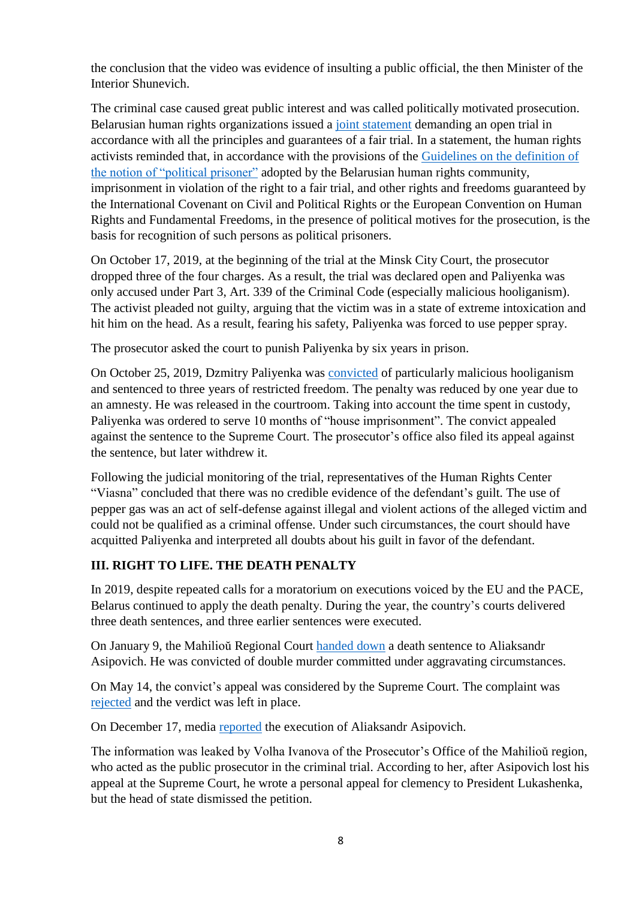the conclusion that the video was evidence of insulting a public official, the then Minister of the Interior Shunevich.

The criminal case caused great public interest and was called politically motivated prosecution. Belarusian human rights organizations issued a joint statement demanding an open trial in accordance with all the principles and guarantees of a fair trial. In a statement, the human rights activists reminded that, in accordance with the provisions of the Guidelines on the definition of the notion of "political prisoner" adopted by the Belarusian human rights community, imprisonment in violation of the right to a fair trial, and other rights and freedoms guaranteed by the International Covenant on Civil and Political Rights or the European Convention on Human Rights and Fundamental Freedoms, in the presence of political motives for the prosecution, is the basis for recognition of such persons as political prisoners.

On October 17, 2019, at the beginning of the trial at the Minsk City Court, the prosecutor dropped three of the four charges. As a result, the trial was declared open and Paliyenka was only accused under Part 3, Art. 339 of the Criminal Code (especially malicious hooliganism). The activist pleaded not guilty, arguing that the victim was in a state of extreme intoxication and hit him on the head. As a result, fearing his safety, Paliyenka was forced to use pepper spray.

The prosecutor asked the court to punish Paliyenka by six years in prison.

On October 25, 2019, Dzmitry Paliyenka was convicted of particularly malicious hooliganism and sentenced to three years of restricted freedom. The penalty was reduced by one year due to an amnesty. He was released in the courtroom. Taking into account the time spent in custody, Paliyenka was ordered to serve 10 months of "house imprisonment". The convict appealed against the sentence to the Supreme Court. The prosecutor's office also filed its appeal against the sentence, but later withdrew it.

Following the judicial monitoring of the trial, representatives of the Human Rights Center "Viasna" concluded that there was no credible evidence of the defendant's guilt. The use of pepper gas was an act of self-defense against illegal and violent actions of the alleged victim and could not be qualified as a criminal offense. Under such circumstances, the court should have acquitted Paliyenka and interpreted all doubts about his guilt in favor of the defendant.

## III. RIGHT TO LIFE. THE DEATH PENALTY

In 2019, despite repeated calls for a moratorium on executions voiced by the EU and the PACE, Belarus continued to apply the death penalty. During the year, the country's courts delivered three death sentences, and three earlier sentences were executed.

On January 9, the Mahilioŭ Regional Court handed down a death sentence to Aliaksandr Asipovich. He was convicted of double murder committed under aggravating circumstances.

On May 14, the convict's appeal was considered by the Supreme Court. The complaint was rejected and the verdict was left in place.

On December 17, media reported the execution of Aliaksandr Asipovich.

The information was leaked by Volha Ivanova of the Prosecutor's Office of the Mahilioŭ region, who acted as the public prosecutor in the criminal trial. According to her, after Asipovich lost his appeal at the Supreme Court, he wrote a personal appeal for clemency to President Lukashenka, but the head of state dismissed the petition.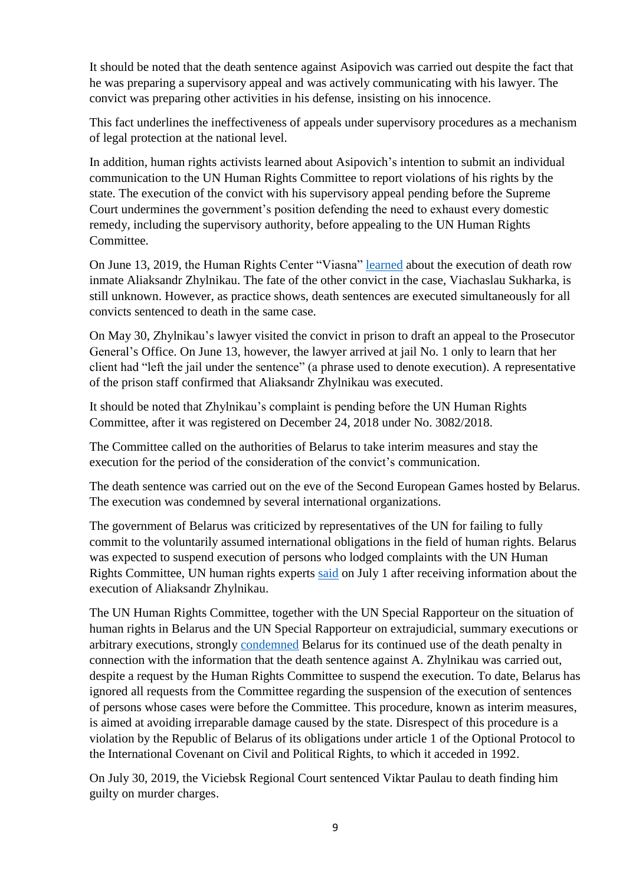It should be noted that the death sentence against Asipovich was carried out despite the fact that he was preparing a supervisory appeal and was actively communicating with his lawyer. The convict was preparing other activities in his defense, insisting on his innocence.

This fact underlines the ineffectiveness of appeals under supervisory procedures as a mechanism of legal protection at the national level.

In addition, human rights activists learned about Asipovich's intention to submit an individual communication to the UN Human Rights Committee to report violations of his rights by the state. The execution of the convict with his supervisory appeal pending before the Supreme Court undermines the government's position defending the need to exhaust every domestic remedy, including the supervisory authority, before appealing to the UN Human Rights Committee.

On June 13, 2019, the Human Rights Center "Viasna" learned about the execution of death row inmate Aliaksandr Zhylnikau. The fate of the other convict in the case, Viachaslau Sukharka, is still unknown. However, as practice shows, death sentences are executed simultaneously for all convicts sentenced to death in the same case.

On May 30, Zhylnikau's lawyer visited the convict in prison to draft an appeal to the Prosecutor General's Office. On June 13, however, the lawyer arrived at jail No. 1 only to learn that her client had "left the jail under the sentence" (a phrase used to denote execution). A representative of the prison staff confirmed that Aliaksandr Zhylnikau was executed.

It should be noted that Zhylnikau's complaint is pending before the UN Human Rights Committee, after it was registered on December 24, 2018 under No. 3082/2018.

The Committee called on the authorities of Belarus to take interim measures and stay the execution for the period of the consideration of the convict's communication.

The death sentence was carried out on the eve of the Second European Games hosted by Belarus. The execution was condemned by several international organizations.

The government of Belarus was criticized by representatives of the UN for failing to fully commit to the voluntarily assumed international obligations in the field of human rights. Belarus was expected to suspend execution of persons who lodged complaints with the UN Human Rights Committee, UN human rights experts said on July 1 after receiving information about the execution of Aliaksandr Zhylnikau.

The UN Human Rights Committee, together with the UN Special Rapporteur on the situation of human rights in Belarus and the UN Special Rapporteur on extrajudicial, summary executions or arbitrary executions, strongly condemned Belarus for its continued use of the death penalty in connection with the information that the death sentence against A. Zhylnikau was carried out, despite a request by the Human Rights Committee to suspend the execution. To date, Belarus has ignored all requests from the Committee regarding the suspension of the execution of sentences of persons whose cases were before the Committee. This procedure, known as interim measures, is aimed at avoiding irreparable damage caused by the state. Disrespect of this procedure is a violation by the Republic of Belarus of its obligations under article 1 of the Optional Protocol to the International Covenant on Civil and Political Rights, to which it acceded in 1992.

On July 30, 2019, the Viciebsk Regional Court sentenced Viktar Paulau to death finding him guilty on murder charges.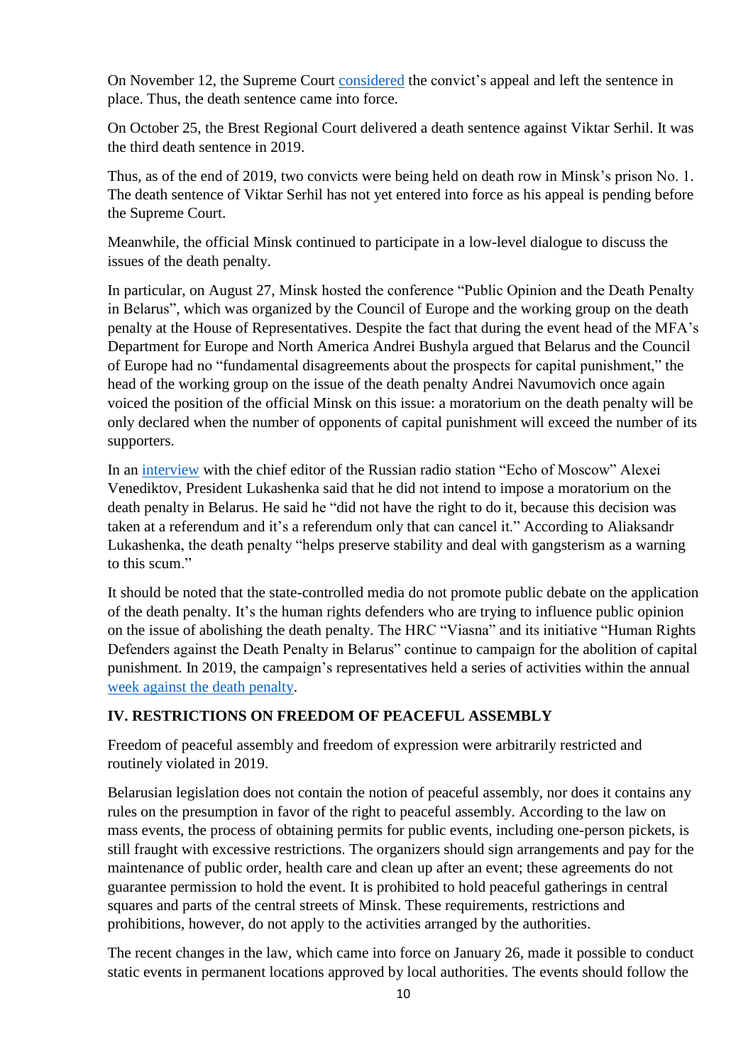On November 12, the Supreme Court considered the convict's appeal and left the sentence in place. Thus, the death sentence came into force.

On October 25, the Brest Regional Court delivered a death sentence against Viktar Serhil. It was the third death sentence in 2019.

Thus, as of the end of 2019, two convicts were being held on death row in Minsk's prison No. 1. The death sentence of Viktar Serhil has not yet entered into force as his appeal is pending before the Supreme Court.

Meanwhile, the official Minsk continued to participate in a low-level dialogue to discuss the issues of the death penalty.

In particular, on August 27, Minsk hosted the conference "Public Opinion and the Death Penalty in Belarus", which was organized by the Council of Europe and the working group on the death penalty at the House of Representatives. Despite the fact that during the event head of the MFA's Department for Europe and North America Andrei Bushyla argued that Belarus and the Council of Europe had no "fundamental disagreements about the prospects for capital punishment," the head of the working group on the issue of the death penalty Andrei Navumovich once again voiced the position of the official Minsk on this issue: a moratorium on the death penalty will be only declared when the number of opponents of capital punishment will exceed the number of its supporters.

In an interview with the chief editor of the Russian radio station "Echo of Moscow" Alexei Venediktov, President Lukashenka said that he did not intend to impose a moratorium on the death penalty in Belarus. He said he "did not have the right to do it, because this decision was taken at a referendum and it's a referendum only that can cancel it." According to Aliaksandr Lukashenka, the death penalty "helps preserve stability and deal with gangsterism as a warning to this scum."

It should be noted that the state-controlled media do not promote public debate on the application of the death penalty. It's the human rights defenders who are trying to influence public opinion on the issue of abolishing the death penalty. The HRC "Viasna" and its initiative "Human Rights Defenders against the Death Penalty in Belarus" continue to campaign for the abolition of capital punishment. In 2019, the campaign's representatives held a series of activities within the annual week against the death penalty.

## IV. RESTRICTIONS ON FREEDOM OF PEACEFUL ASSEMBLY

Freedom of peaceful assembly and freedom of expression were arbitrarily restricted and routinely violated in 2019.

Belarusian legislation does not contain the notion of peaceful assembly, nor does it contains any rules on the presumption in favor of the right to peaceful assembly. According to the law on mass events, the process of obtaining permits for public events, including one-person pickets, is still fraught with excessive restrictions. The organizers should sign arrangements and pay for the maintenance of public order, health care and clean up after an event; these agreements do not guarantee permission to hold the event. It is prohibited to hold peaceful gatherings in central squares and parts of the central streets of Minsk. These requirements, restrictions and prohibitions, however, do not apply to the activities arranged by the authorities.

The recent changes in the law, which came into force on January 26, made it possible to conduct static events in permanent locations approved by local authorities. The events should follow the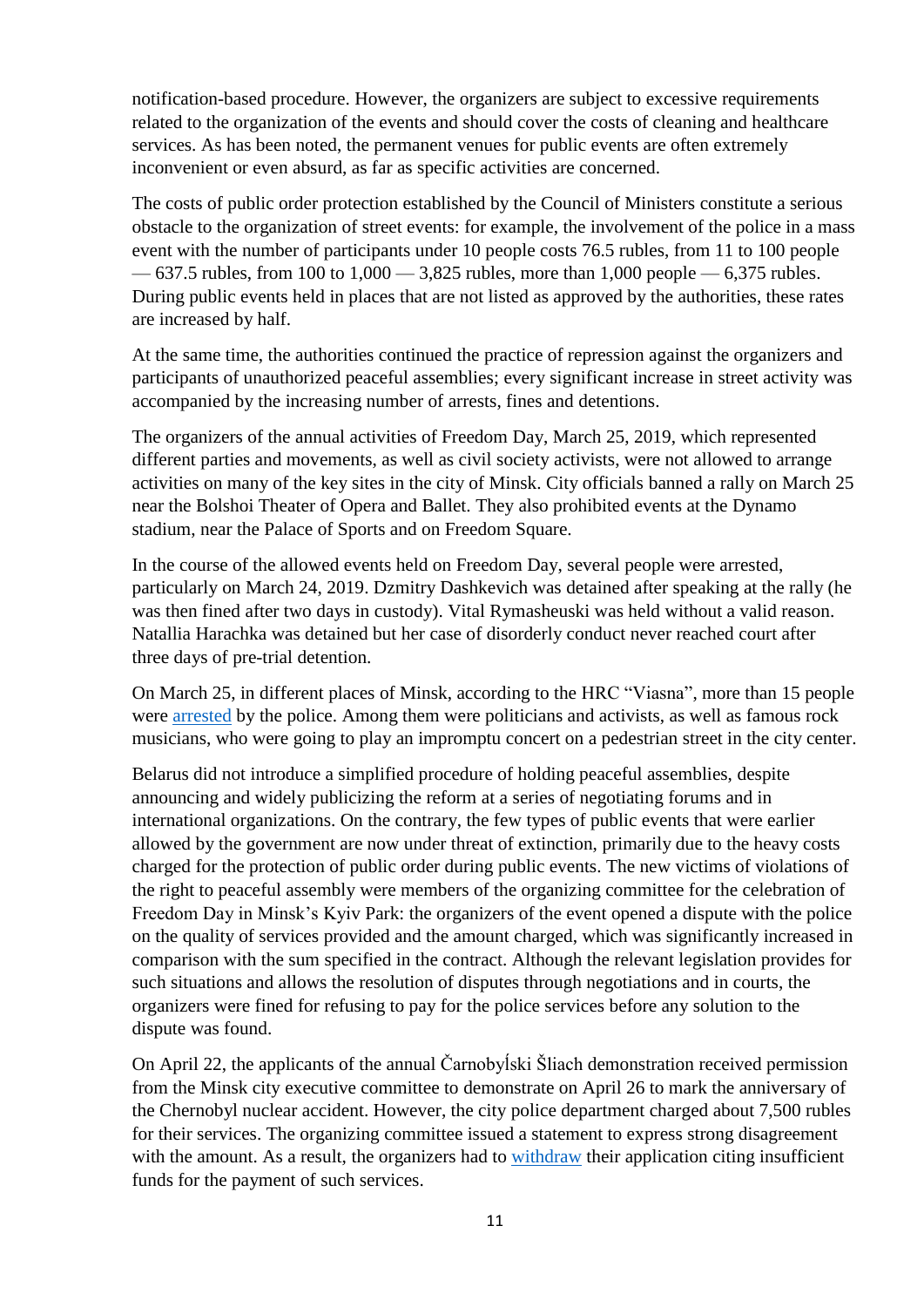notification-based procedure. However, the organizers are subject to excessive requirements related to the organization of the events and should cover the costs of cleaning and healthcare services. As has been noted, the permanent venues for public events are often extremely inconvenient or even absurd, as far as specific activities are concerned.

The costs of public order protection established by the Council of Ministers constitute a serious obstacle to the organization of street events: for example, the involvement of the police in a mass event with the number of participants under 10 people costs 76.5 rubles, from 11 to 100 people — 637.5 rubles, from 100 to 1,000 — 3,825 rubles, more than 1,000 people — 6,375 rubles. During public events held in places that are not listed as approved by the authorities, these rates are increased by half.

At the same time, the authorities continued the practice of repression against the organizers and participants of unauthorized peaceful assemblies; every significant increase in street activity was accompanied by the increasing number of arrests, fines and detentions.

The organizers of the annual activities of Freedom Day, March 25, 2019, which represented different parties and movements, as well as civil society activists, were not allowed to arrange activities on many of the key sites in the city of Minsk. City officials banned a rally on March 25 near the Bolshoi Theater of Opera and Ballet. They also prohibited events at the Dynamo stadium, near the Palace of Sports and on Freedom Square.

In the course of the allowed events held on Freedom Day, several people were arrested, particularly on March 24, 2019. Dzmitry Dashkevich was detained after speaking at the rally (he was then fined after two days in custody). Vital Rymasheuski was held without a valid reason. Natallia Harachka was detained but her case of disorderly conduct never reached court after three days of pre-trial detention.

On March 25, in different places of Minsk, according to the HRC "Viasna", more than 15 people were arrested by the police. Among them were politicians and activists, as well as famous rock musicians, who were going to play an impromptu concert on a pedestrian street in the city center.

Belarus did not introduce a simplified procedure of holding peaceful assemblies, despite announcing and widely publicizing the reform at a series of negotiating forums and in international organizations. On the contrary, the few types of public events that were earlier allowed by the government are now under threat of extinction, primarily due to the heavy costs charged for the protection of public order during public events. The new victims of violations of the right to peaceful assembly were members of the organizing committee for the celebration of Freedom Day in Minsk's Kyiv Park: the organizers of the event opened a dispute with the police on the quality of services provided and the amount charged, which was significantly increased in comparison with the sum specified in the contract. Although the relevant legislation provides for such situations and allows the resolution of disputes through negotiations and in courts, the organizers were fined for refusing to pay for the police services before any solution to the dispute was found.

On April 22, the applicants of the annual Čarnobyĺski Šliach demonstration received permission from the Minsk city executive committee to demonstrate on April 26 to mark the anniversary of the Chernobyl nuclear accident. However, the city police department charged about 7,500 rubles for their services. The organizing committee issued a statement to express strong disagreement with the amount. As a result, the organizers had to withdraw their application citing insufficient funds for the payment of such services.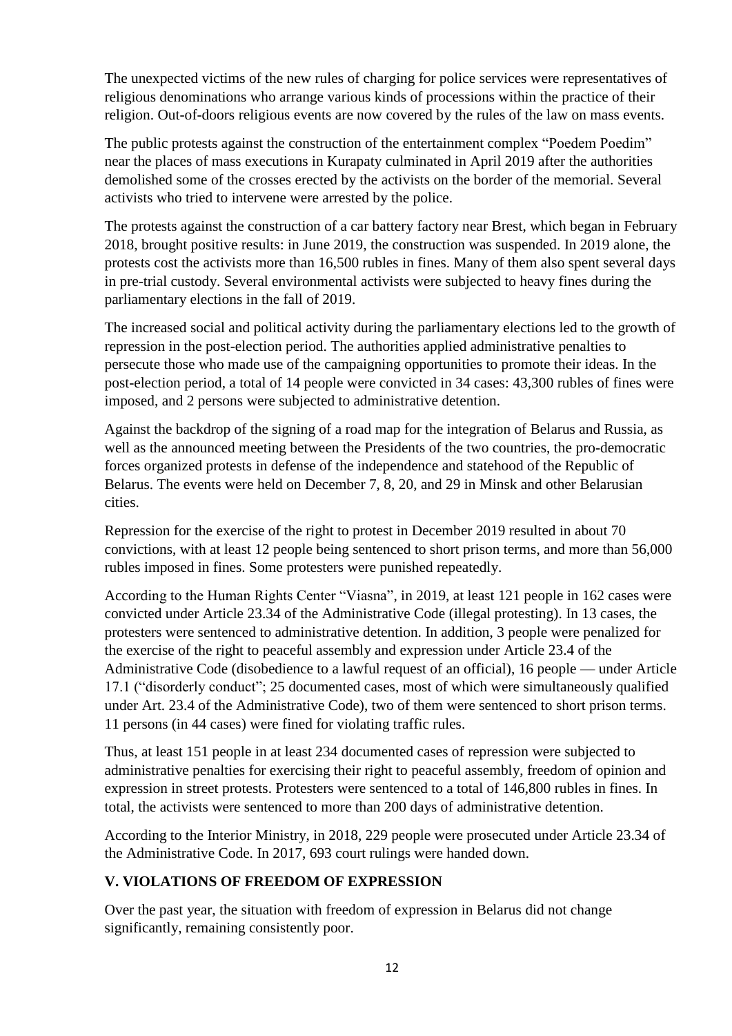The unexpected victims of the new rules of charging for police services were representatives of religious denominations who arrange various kinds of processions within the practice of their religion. Out-of-doors religious events are now covered by the rules of the law on mass events.

The public protests against the construction of the entertainment complex "Poedem Poedim" near the places of mass executions in Kurapaty culminated in April 2019 after the authorities demolished some of the crosses erected by the activists on the border of the memorial. Several activists who tried to intervene were arrested by the police.

The protests against the construction of a car battery factory near Brest, which began in February 2018, brought positive results: in June 2019, the construction was suspended. In 2019 alone, the protests cost the activists more than 16,500 rubles in fines. Many of them also spent several days in pre-trial custody. Several environmental activists were subjected to heavy fines during the parliamentary elections in the fall of 2019.

The increased social and political activity during the parliamentary elections led to the growth of repression in the post-election period. The authorities applied administrative penalties to persecute those who made use of the campaigning opportunities to promote their ideas. In the post-election period, a total of 14 people were convicted in 34 cases: 43,300 rubles of fines were imposed, and 2 persons were subjected to administrative detention.

Against the backdrop of the signing of a road map for the integration of Belarus and Russia, as well as the announced meeting between the Presidents of the two countries, the pro-democratic forces organized protests in defense of the independence and statehood of the Republic of Belarus. The events were held on December 7, 8, 20, and 29 in Minsk and other Belarusian cities.

Repression for the exercise of the right to protest in December 2019 resulted in about 70 convictions, with at least 12 people being sentenced to short prison terms, and more than 56,000 rubles imposed in fines. Some protesters were punished repeatedly.

According to the Human Rights Center "Viasna", in 2019, at least 121 people in 162 cases were convicted under Article 23.34 of the Administrative Code (illegal protesting). In 13 cases, the protesters were sentenced to administrative detention. In addition, 3 people were penalized for the exercise of the right to peaceful assembly and expression under Article 23.4 of the Administrative Code (disobedience to a lawful request of an official), 16 people — under Article 17.1 ("disorderly conduct"; 25 documented cases, most of which were simultaneously qualified under Art. 23.4 of the Administrative Code), two of them were sentenced to short prison terms. 11 persons (in 44 cases) were fined for violating traffic rules.

Thus, at least 151 people in at least 234 documented cases of repression were subjected to administrative penalties for exercising their right to peaceful assembly, freedom of opinion and expression in street protests. Protesters were sentenced to a total of 146,800 rubles in fines. In total, the activists were sentenced to more than 200 days of administrative detention.

According to the Interior Ministry, in 2018, 229 people were prosecuted under Article 23.34 of the Administrative Code. In 2017, 693 court rulings were handed down.

## V. VIOLATIONS OF FREEDOM OF EXPRESSION

Over the past year, the situation with freedom of expression in Belarus did not change significantly, remaining consistently poor.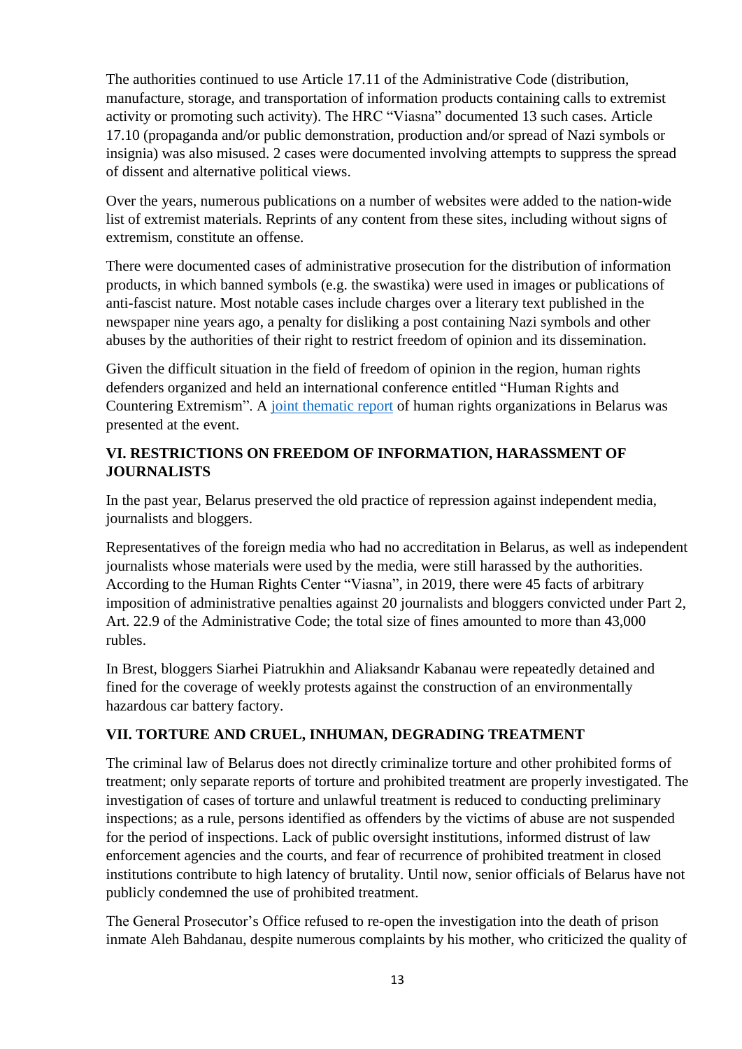The authorities continued to use Article 17.11 of the Administrative Code (distribution, manufacture, storage, and transportation of information products containing calls to extremist activity or promoting such activity). The HRC "Viasna" documented 13 such cases. Article 17.10 (propaganda and/or public demonstration, production and/or spread of Nazi symbols or insignia) was also misused. 2 cases were documented involving attempts to suppress the spread of dissent and alternative political views.

Over the years, numerous publications on a number of websites were added to the nation-wide list of extremist materials. Reprints of any content from these sites, including without signs of extremism, constitute an offense.

There were documented cases of administrative prosecution for the distribution of information products, in which banned symbols (e.g. the swastika) were used in images or publications of anti-fascist nature. Most notable cases include charges over a literary text published in the newspaper nine years ago, a penalty for disliking a post containing Nazi symbols and other abuses by the authorities of their right to restrict freedom of opinion and its dissemination.

Given the difficult situation in the field of freedom of opinion in the region, human rights defenders organized and held an international conference entitled "Human Rights and Countering Extremism". A joint thematic report of human rights organizations in Belarus was presented at the event.

## VI. RESTRICTIONS ON FREEDOM OF INFORMATION, HARASSMENT OF JOURNALISTS

In the past year, Belarus preserved the old practice of repression against independent media, journalists and bloggers.

Representatives of the foreign media who had no accreditation in Belarus, as well as independent journalists whose materials were used by the media, were still harassed by the authorities. According to the Human Rights Center "Viasna", in 2019, there were 45 facts of arbitrary imposition of administrative penalties against 20 journalists and bloggers convicted under Part 2, Art. 22.9 of the Administrative Code; the total size of fines amounted to more than 43,000 rubles.

In Brest, bloggers Siarhei Piatrukhin and Aliaksandr Kabanau were repeatedly detained and fined for the coverage of weekly protests against the construction of an environmentally hazardous car battery factory.

## VII. TORTURE AND CRUEL, INHUMAN, DEGRADING TREATMENT

The criminal law of Belarus does not directly criminalize torture and other prohibited forms of treatment; only separate reports of torture and prohibited treatment are properly investigated. The investigation of cases of torture and unlawful treatment is reduced to conducting preliminary inspections; as a rule, persons identified as offenders by the victims of abuse are not suspended for the period of inspections. Lack of public oversight institutions, informed distrust of law enforcement agencies and the courts, and fear of recurrence of prohibited treatment in closed institutions contribute to high latency of brutality. Until now, senior officials of Belarus have not publicly condemned the use of prohibited treatment.

The General Prosecutor's Office refused to re-open the investigation into the death of prison inmate Aleh Bahdanau, despite numerous complaints by his mother, who criticized the quality of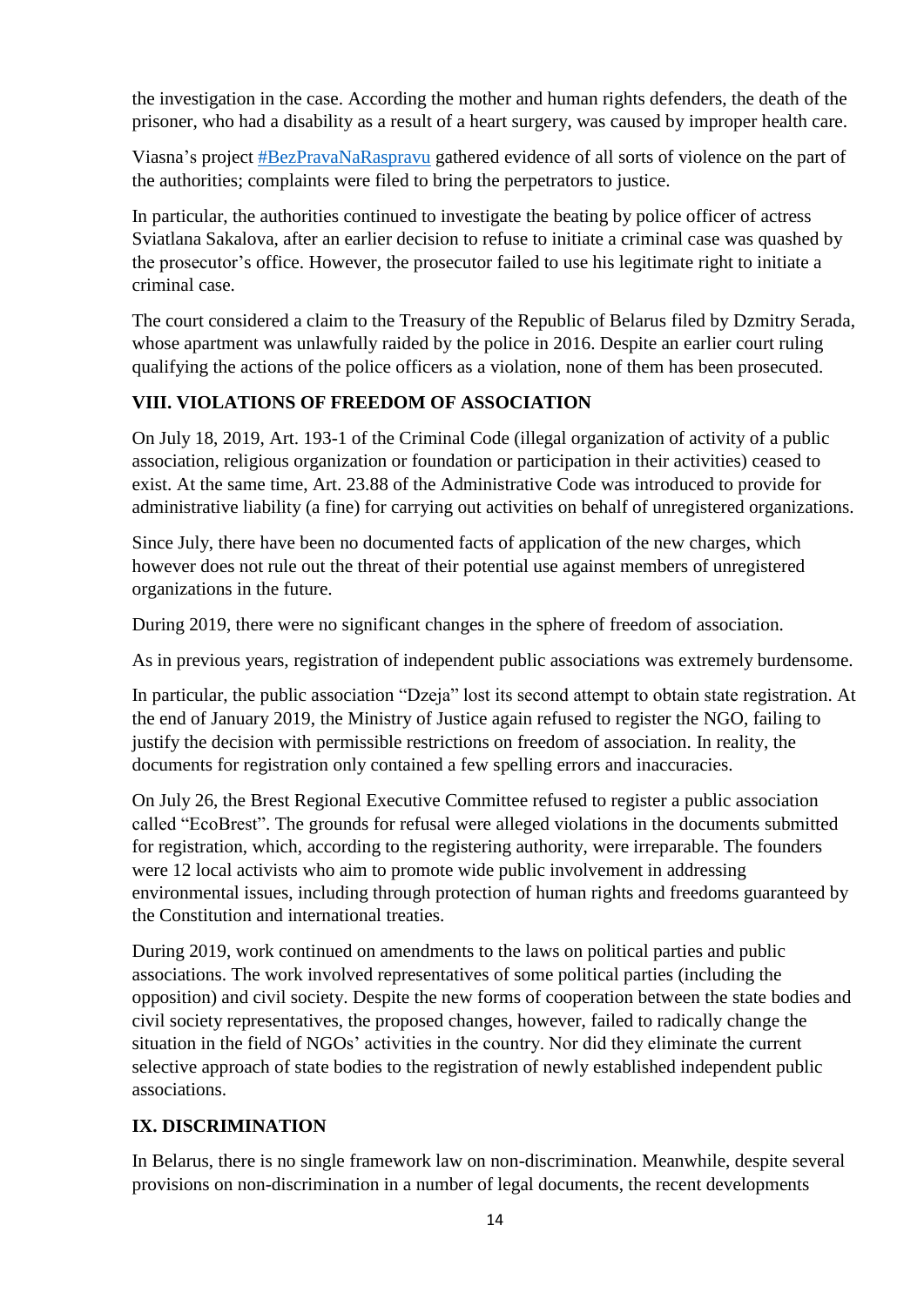the investigation in the case. According the mother and human rights defenders, the death of the prisoner, who had a disability as a result of a heart surgery, was caused by improper health care.

Viasna's project [#BezPravaNaRaspravu](#BezPravaNaRaspravu) gathered evidence of all sorts of violence on the part of the authorities; complaints were filed to bring the perpetrators to justice.

In particular, the authorities continued to investigate the beating by police officer of actress Sviatlana Sakalova, after an earlier decision to refuse to initiate a criminal case was quashed by the prosecutor's office. However, the prosecutor failed to use his legitimate right to initiate a criminal case.

The court considered a claim to the Treasury of the Republic of Belarus filed by Dzmitry Serada, whose apartment was unlawfully raided by the police in 2016. Despite an earlier court ruling qualifying the actions of the police officers as a violation, none of them has been prosecuted.

## VIII. VIOLATIONS OF FREEDOM OF ASSOCIATION

On July 18, 2019, Art. 193-1 of the Criminal Code (illegal organization of activity of a public association, religious organization or foundation or participation in their activities) ceased to exist. At the same time, Art. 23.88 of the Administrative Code was introduced to provide for administrative liability (a fine) for carrying out activities on behalf of unregistered organizations.

Since July, there have been no documented facts of application of the new charges, which however does not rule out the threat of their potential use against members of unregistered organizations in the future.

During 2019, there were no significant changes in the sphere of freedom of association.

As in previous years, registration of independent public associations was extremely burdensome.

In particular, the public association "Dzeja" lost its second attempt to obtain state registration. At the end of January 2019, the Ministry of Justice again refused to register the NGO, failing to justify the decision with permissible restrictions on freedom of association. In reality, the documents for registration only contained a few spelling errors and inaccuracies.

On July 26, the Brest Regional Executive Committee refused to register a public association called "EcoBrest". The grounds for refusal were alleged violations in the documents submitted for registration, which, according to the registering authority, were irreparable. The founders were 12 local activists who aim to promote wide public involvement in addressing environmental issues, including through protection of human rights and freedoms guaranteed by the Constitution and international treaties.

During 2019, work continued on amendments to the laws on political parties and public associations. The work involved representatives of some political parties (including the opposition) and civil society. Despite the new forms of cooperation between the state bodies and civil society representatives, the proposed changes, however, failed to radically change the situation in the field of NGOs' activities in the country. Nor did they eliminate the current selective approach of state bodies to the registration of newly established independent public associations.

## IX. DISCRIMINATION

In Belarus, there is no single framework law on non-discrimination. Meanwhile, despite several provisions on non-discrimination in a number of legal documents, the recent developments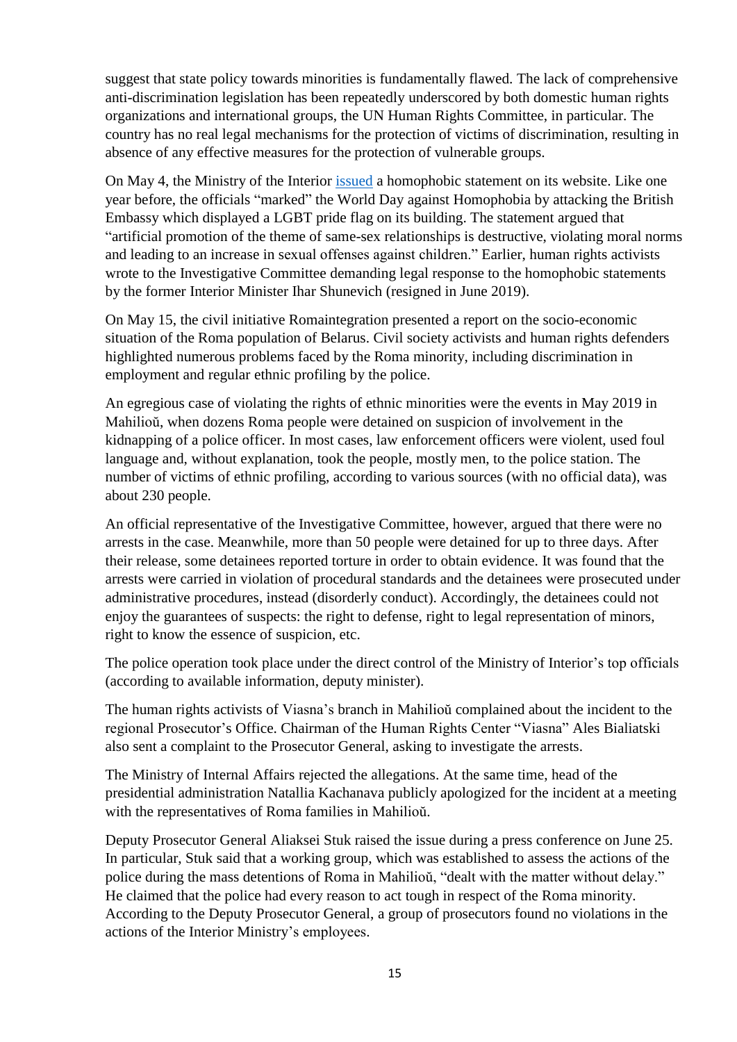suggest that state policy towards minorities is fundamentally flawed. The lack of comprehensive anti-discrimination legislation has been repeatedly underscored by both domestic human rights organizations and international groups, the UN Human Rights Committee, in particular. The country has no real legal mechanisms for the protection of victims of discrimination, resulting in absence of any effective measures for the protection of vulnerable groups.

On May 4, the Ministry of the Interior issued a homophobic statement on its website. Like one year before, the officials "marked" the World Day against Homophobia by attacking the British Embassy which displayed a LGBT pride flag on its building. The statement argued that "artificial promotion of the theme of same-sex relationships is destructive, violating moral norms and leading to an increase in sexual offenses against children." Earlier, human rights activists wrote to the Investigative Committee demanding legal response to the homophobic statements by the former Interior Minister Ihar Shunevich (resigned in June 2019).

On May 15, the civil initiative Romaintegration presented a report on the socio-economic situation of the Roma population of Belarus. Civil society activists and human rights defenders highlighted numerous problems faced by the Roma minority, including discrimination in employment and regular ethnic profiling by the police.

An egregious case of violating the rights of ethnic minorities were the events in May 2019 in Mahilioŭ, when dozens Roma people were detained on suspicion of involvement in the kidnapping of a police officer. In most cases, law enforcement officers were violent, used foul language and, without explanation, took the people, mostly men, to the police station. The number of victims of ethnic profiling, according to various sources (with no official data), was about 230 people.

An official representative of the Investigative Committee, however, argued that there were no arrests in the case. Meanwhile, more than 50 people were detained for up to three days. After their release, some detainees reported torture in order to obtain evidence. It was found that the arrests were carried in violation of procedural standards and the detainees were prosecuted under administrative procedures, instead (disorderly conduct). Accordingly, the detainees could not enjoy the guarantees of suspects: the right to defense, right to legal representation of minors, right to know the essence of suspicion, etc.

The police operation took place under the direct control of the Ministry of Interior's top officials (according to available information, deputy minister).

The human rights activists of Viasna's branch in Mahilioŭ complained about the incident to the regional Prosecutor's Office. Chairman of the Human Rights Center "Viasna" Ales Bialiatski also sent a complaint to the Prosecutor General, asking to investigate the arrests.

The Ministry of Internal Affairs rejected the allegations. At the same time, head of the presidential administration Natallia Kachanava publicly apologized for the incident at a meeting with the representatives of Roma families in Mahilioŭ.

Deputy Prosecutor General Aliaksei Stuk raised the issue during a press conference on June 25. In particular, Stuk said that a working group, which was established to assess the actions of the police during the mass detentions of Roma in Mahilioŭ, "dealt with the matter without delay." He claimed that the police had every reason to act tough in respect of the Roma minority. According to the Deputy Prosecutor General, a group of prosecutors found no violations in the actions of the Interior Ministry's employees.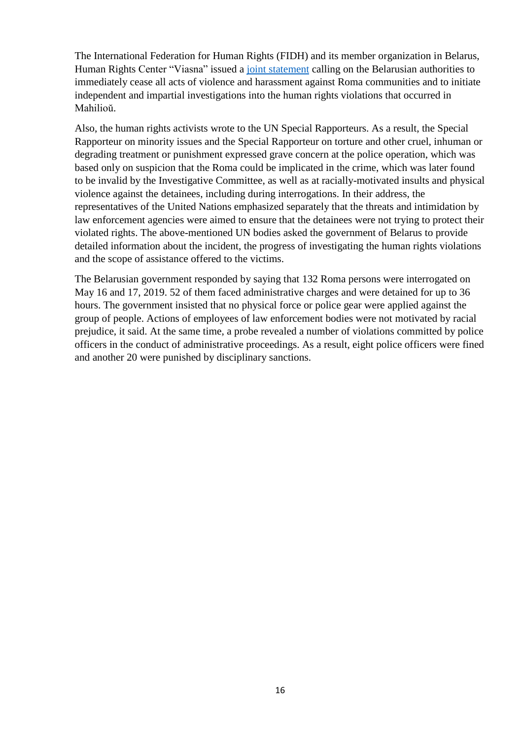The International Federation for Human Rights (FIDH) and its member organization in Belarus, Human Rights Center "Viasna" issued a joint statement calling on the Belarusian authorities to immediately cease all acts of violence and harassment against Roma communities and to initiate independent and impartial investigations into the human rights violations that occurred in Mahilioŭ.

Also, the human rights activists wrote to the UN Special Rapporteurs. As a result, the Special Rapporteur on minority issues and the Special Rapporteur on torture and other cruel, inhuman or degrading treatment or punishment expressed grave concern at the police operation, which was based only on suspicion that the Roma could be implicated in the crime, which was later found to be invalid by the Investigative Committee, as well as at racially-motivated insults and physical violence against the detainees, including during interrogations. In their address, the representatives of the United Nations emphasized separately that the threats and intimidation by law enforcement agencies were aimed to ensure that the detainees were not trying to protect their violated rights. The above-mentioned UN bodies asked the government of Belarus to provide detailed information about the incident, the progress of investigating the human rights violations and the scope of assistance offered to the victims.

The Belarusian government responded by saying that 132 Roma persons were interrogated on May 16 and 17, 2019. 52 of them faced administrative charges and were detained for up to 36 hours. The government insisted that no physical force or police gear were applied against the group of people. Actions of employees of law enforcement bodies were not motivated by racial prejudice, it said. At the same time, a probe revealed a number of violations committed by police officers in the conduct of administrative proceedings. As a result, eight police officers were fined and another 20 were punished by disciplinary sanctions.